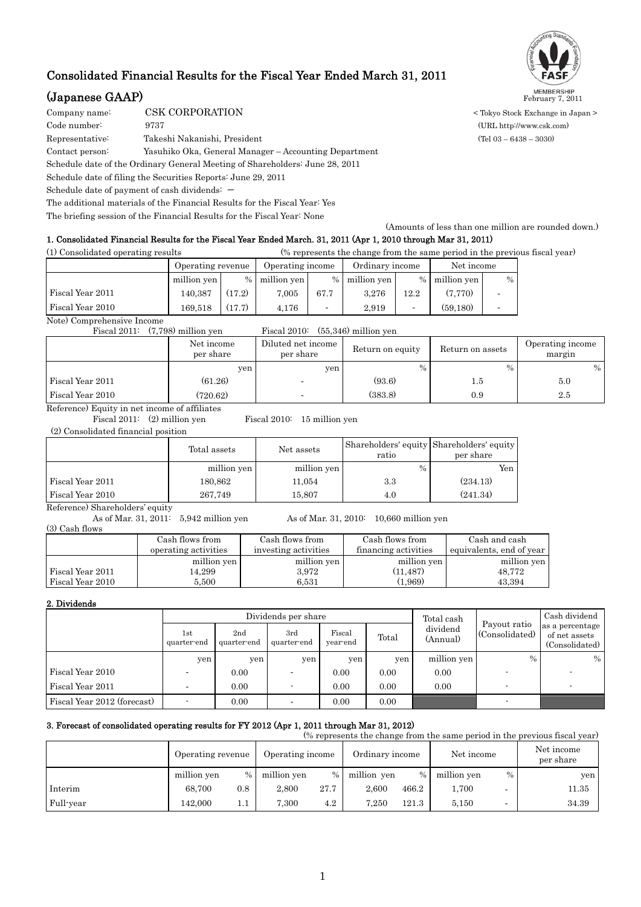# Consolidated Financial Results for the Fiscal Year Ended March 31, 2011

## (Japanese GAAP)

February 7, 2011

Company name: CSK CORPORATION < Tokyo Stock Exchange in Japan >
Code number: 9737 (URL http://www.csk.com)
Representative: Takeshi Nakanishi, President (Tel 03 – 6438 – 3030)
Contact person: Yasuhiko Oka, General Manager – Accounting Department
Schedule date of the Ordinary General Meeting of Shareholders: June 28, 2011
Schedule date of filing the Securities Reports: June 29, 2011
Schedule date of payment of cash dividends: －
The additional materials of the Financial Results for the Fiscal Year: Yes
The briefing session of the Financial Results for the Fiscal Year: None

(Amounts of less than one million are rounded down.)

### 1. Consolidated Financial Results for the Fiscal Year Ended March. 31, 2011 (Apr 1, 2010 through Mar 31, 2011)

(1) Consolidated operating results (% represents the change from the same period in the previous fiscal year)

| | Operating revenue | | Operating income | | Ordinary income | | Net income | |
|---|---|---|---|---|---|---|---|---|
| | million yen | % | million yen | % | million yen | % | million yen | % |
| Fiscal Year 2011 | 140,387 | (17.2) | 7,005 | 67.7 | 3,276 | 12.2 | (7,770) | - |
| Fiscal Year 2010 | 169,518 | (17.7) | 4,176 | - | 2,919 | - | (59,180) | - |

Note) Comprehensive Income
Fiscal 2011: (7,798) million yen Fiscal 2010: (55,346) million yen

| | Net income per share | Diluted net income per share | Return on equity | Return on assets | Operating income margin |
|---|---|---|---|---|---|
| | yen | yen | % | % | % |
| Fiscal Year 2011 | (61.26) | - | (93.6) | 1.5 | 5.0 |
| Fiscal Year 2010 | (720.62) | - | (383.8) | 0.9 | 2.5 |

Reference) Equity in net income of affiliates
Fiscal 2011: (2) million yen Fiscal 2010: 15 million yen

(2) Consolidated financial position

| | Total assets | Net assets | Shareholders' equity ratio | Shareholders' equity per share |
|---|---|---|---|---|
| | million yen | million yen | % | Yen |
| Fiscal Year 2011 | 180,862 | 11,054 | 3.3 | (234.13) |
| Fiscal Year 2010 | 267,749 | 15,807 | 4.0 | (241.34) |

Reference) Shareholders' equity
As of Mar. 31, 2011: 5,942 million yen As of Mar. 31, 2010: 10,660 million yen

(3) Cash flows

| | Cash flows from operating activities | Cash flows from investing activities | Cash flows from financing activities | Cash and cash equivalents, end of year |
|---|---|---|---|---|
| | million yen | million yen | million yen | million yen |
| Fiscal Year 2011 | 14,299 | 3,972 | (11,487) | 48,772 |
| Fiscal Year 2010 | 5,500 | 6,531 | (1,969) | 43,394 |

### 2. Dividends

| | Dividends per share | | | | | Total cash dividend (Annual) | Payout ratio (Consolidated) | Cash dividend as a percentage of net assets (Consolidated) |
|---|---|---|---|---|---|---|---|---|
| | 1st quarter-end | 2nd quarter-end | 3rd quarter-end | Fiscal year-end | Total | | | |
| | yen | yen | yen | yen | yen | million yen | % | % |
| Fiscal Year 2010 | - | 0.00 | - | 0.00 | 0.00 | 0.00 | - | - |
| Fiscal Year 2011 | - | 0.00 | - | 0.00 | 0.00 | 0.00 | - | - |
| Fiscal Year 2012 (forecast) | - | 0.00 | - | 0.00 | 0.00 | | - | |

### 3. Forecast of consolidated operating results for FY 2012 (Apr 1, 2011 through Mar 31, 2012)

(% represents the change from the same period in the previous fiscal year)

| | Operating revenue | | Operating income | | Ordinary income | | Net income | | Net income per share |
|---|---|---|---|---|---|---|---|---|---|
| | million yen | % | million yen | % | million yen | % | million yen | % | yen |
| Interim | 68,700 | 0.8 | 2,800 | 27.7 | 2,600 | 466.2 | 1,700 | - | 11.35 |
| Full-year | 142,000 | 1.1 | 7,300 | 4.2 | 7,250 | 121.3 | 5,150 | - | 34.39 |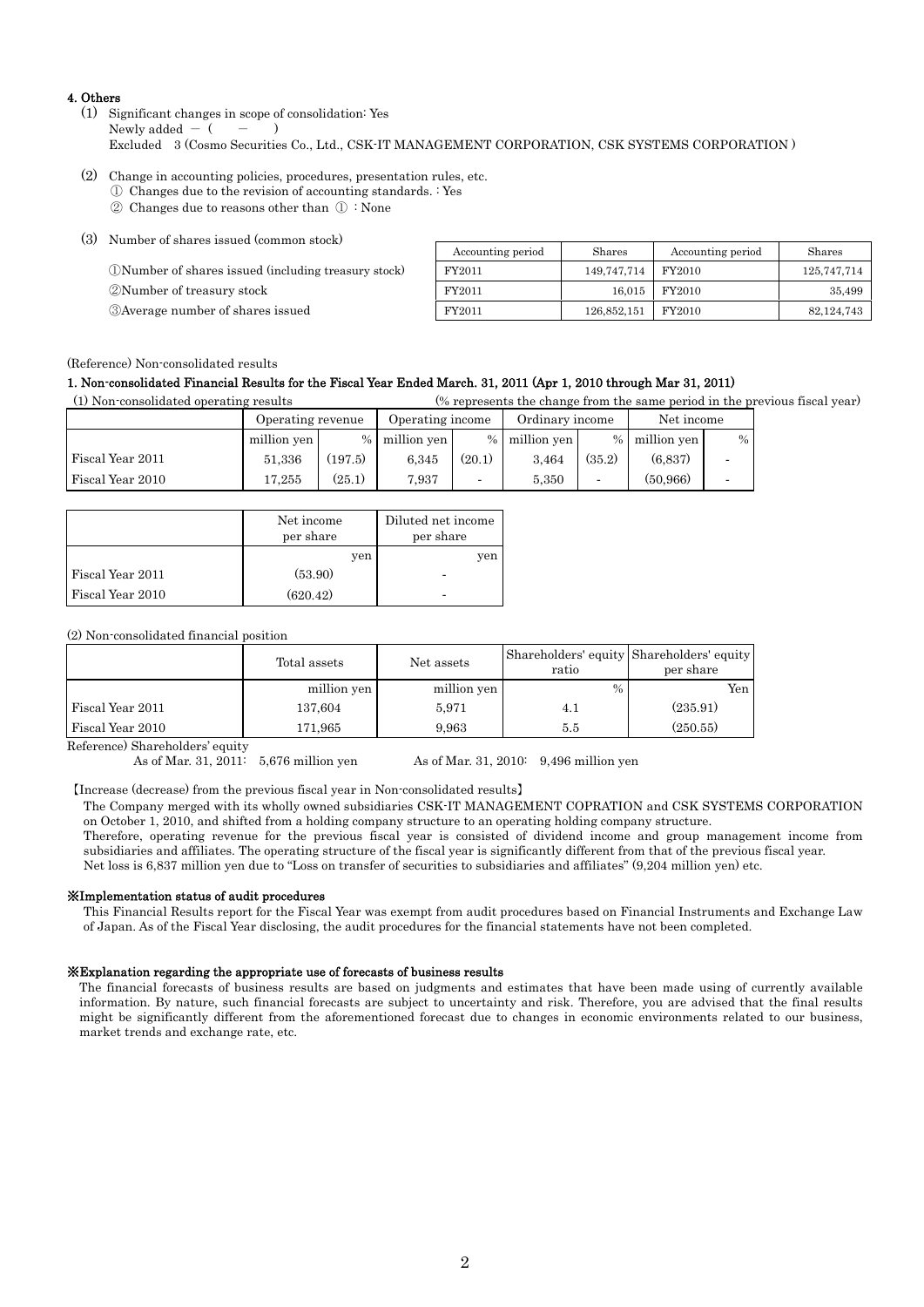#### 4. Others

(1) Significant changes in scope of consolidation: Yes
Newly added － ( － )
Excluded 3 (Cosmo Securities Co., Ltd., CSK-IT MANAGEMENT CORPORATION, CSK SYSTEMS CORPORATION )

(2) Change in accounting policies, procedures, presentation rules, etc.
① Changes due to the revision of accounting standards. : Yes
② Changes due to reasons other than ① : None

(3) Number of shares issued (common stock)

| | Accounting period | Shares | Accounting period | Shares |
|---|---|---|---|---|
| ①Number of shares issued (including treasury stock) | FY2011 | 149,747,714 | FY2010 | 125,747,714 |
| ②Number of treasury stock | FY2011 | 16,015 | FY2010 | 35,499 |
| ③Average number of shares issued | FY2011 | 126,852,151 | FY2010 | 82,124,743 |

(Reference) Non-consolidated results

#### 1. Non-consolidated Financial Results for the Fiscal Year Ended March. 31, 2011 (Apr 1, 2010 through Mar 31, 2011)

(1) Non-consolidated operating results (% represents the change from the same period in the previous fiscal year)

| | Operating revenue | | Operating income | | Ordinary income | | Net income | |
|---|---|---|---|---|---|---|---|---|
| | million yen | % | million yen | % | million yen | % | million yen | % |
| Fiscal Year 2011 | 51,336 | (197.5) | 6,345 | (20.1) | 3,464 | (35.2) | (6,837) | - |
| Fiscal Year 2010 | 17,255 | (25.1) | 7,937 | - | 5,350 | - | (50,966) | - |

| | Net income per share | Diluted net income per share |
|---|---|---|
| | yen | yen |
| Fiscal Year 2011 | (53.90) | - |
| Fiscal Year 2010 | (620.42) | - |

(2) Non-consolidated financial position

| | Total assets | Net assets | Shareholders' equity ratio | Shareholders' equity per share |
|---|---|---|---|---|
| | million yen | million yen | % | Yen |
| Fiscal Year 2011 | 137,604 | 5,971 | 4.1 | (235.91) |
| Fiscal Year 2010 | 171,965 | 9,963 | 5.5 | (250.55) |

Reference) Shareholders' equity
As of Mar. 31, 2011: 5,676 million yen As of Mar. 31, 2010: 9,496 million yen

【Increase (decrease) from the previous fiscal year in Non-consolidated results】

The Company merged with its wholly owned subsidiaries CSK-IT MANAGEMENT COPRATION and CSK SYSTEMS CORPORATION on October 1, 2010, and shifted from a holding company structure to an operating holding company structure.
Therefore, operating revenue for the previous fiscal year is consisted of dividend income and group management income from subsidiaries and affiliates. The operating structure of the fiscal year is significantly different from that of the previous fiscal year.
Net loss is 6,837 million yen due to "Loss on transfer of securities to subsidiaries and affiliates" (9,204 million yen) etc.

#### ※Implementation status of audit procedures

This Financial Results report for the Fiscal Year was exempt from audit procedures based on Financial Instruments and Exchange Law of Japan. As of the Fiscal Year disclosing, the audit procedures for the financial statements have not been completed.

#### ※Explanation regarding the appropriate use of forecasts of business results

The financial forecasts of business results are based on judgments and estimates that have been made using of currently available information. By nature, such financial forecasts are subject to uncertainty and risk. Therefore, you are advised that the final results might be significantly different from the aforementioned forecast due to changes in economic environments related to our business, market trends and exchange rate, etc.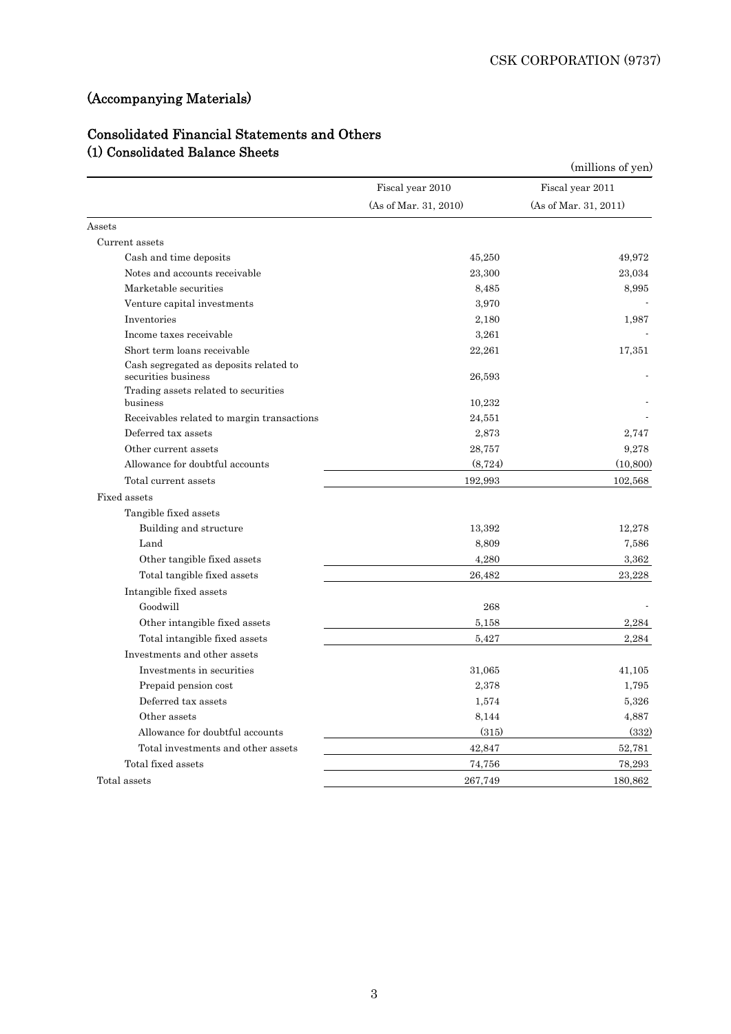# (Accompanying Materials)

## Consolidated Financial Statements and Others

### (1) Consolidated Balance Sheets

(millions of yen)

| | Fiscal year 2010 (As of Mar. 31, 2010) | Fiscal year 2011 (As of Mar. 31, 2011) |
|---|---|---|
| Assets | | |
| Current assets | | |
| Cash and time deposits | 45,250 | 49,972 |
| Notes and accounts receivable | 23,300 | 23,034 |
| Marketable securities | 8,485 | 8,995 |
| Venture capital investments | 3,970 | - |
| Inventories | 2,180 | 1,987 |
| Income taxes receivable | 3,261 | - |
| Short term loans receivable | 22,261 | 17,351 |
| Cash segregated as deposits related to securities business | 26,593 | - |
| Trading assets related to securities business | 10,232 | - |
| Receivables related to margin transactions | 24,551 | - |
| Deferred tax assets | 2,873 | 2,747 |
| Other current assets | 28,757 | 9,278 |
| Allowance for doubtful accounts | (8,724) | (10,800) |
| Total current assets | 192,993 | 102,568 |
| Fixed assets | | |
| Tangible fixed assets | | |
| Building and structure | 13,392 | 12,278 |
| Land | 8,809 | 7,586 |
| Other tangible fixed assets | 4,280 | 3,362 |
| Total tangible fixed assets | 26,482 | 23,228 |
| Intangible fixed assets | | |
| Goodwill | 268 | - |
| Other intangible fixed assets | 5,158 | 2,284 |
| Total intangible fixed assets | 5,427 | 2,284 |
| Investments and other assets | | |
| Investments in securities | 31,065 | 41,105 |
| Prepaid pension cost | 2,378 | 1,795 |
| Deferred tax assets | 1,574 | 5,326 |
| Other assets | 8,144 | 4,887 |
| Allowance for doubtful accounts | (315) | (332) |
| Total investments and other assets | 42,847 | 52,781 |
| Total fixed assets | 74,756 | 78,293 |
| Total assets | 267,749 | 180,862 |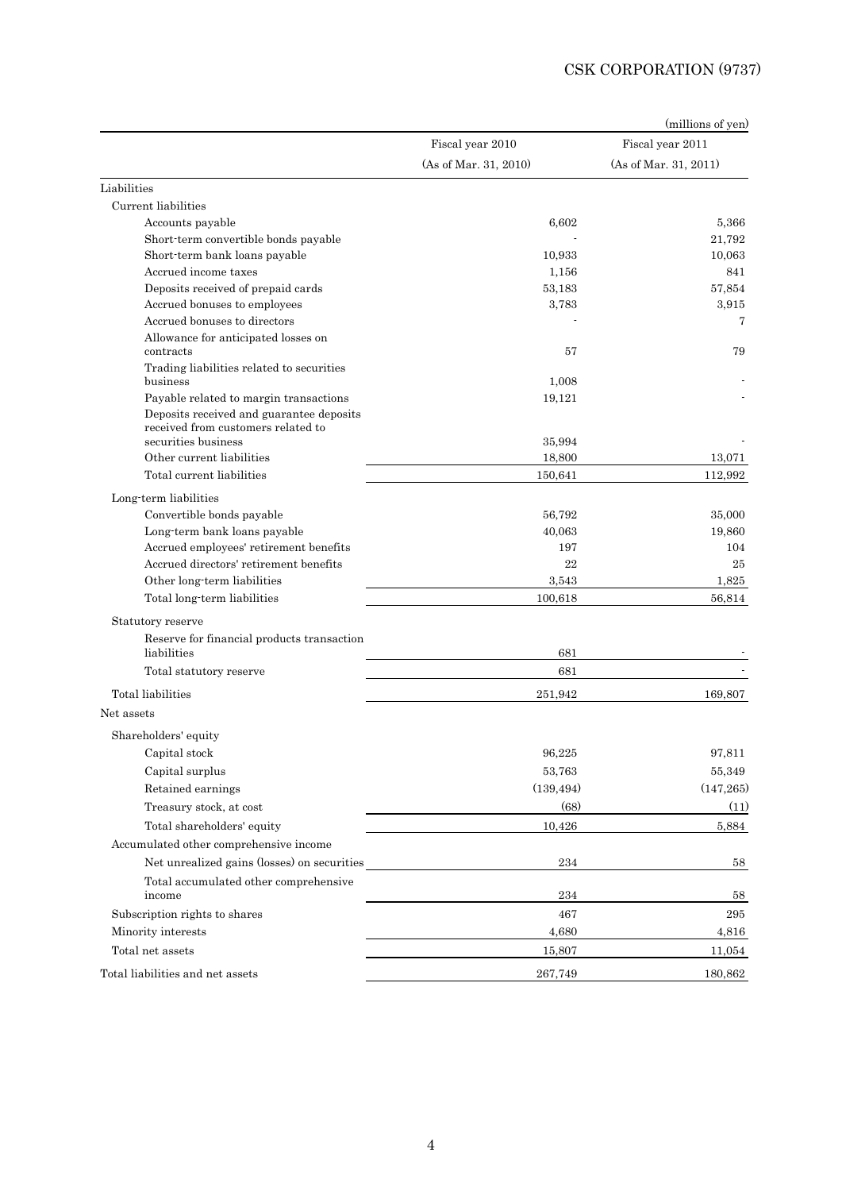(millions of yen)

| | Fiscal year 2010 (As of Mar. 31, 2010) | Fiscal year 2011 (As of Mar. 31, 2011) |
|---|---|---|
| Liabilities | | |
| Current liabilities | | |
| Accounts payable | 6,602 | 5,366 |
| Short-term convertible bonds payable | - | 21,792 |
| Short-term bank loans payable | 10,933 | 10,063 |
| Accrued income taxes | 1,156 | 841 |
| Deposits received of prepaid cards | 53,183 | 57,854 |
| Accrued bonuses to employees | 3,783 | 3,915 |
| Accrued bonuses to directors | - | 7 |
| Allowance for anticipated losses on contracts | 57 | 79 |
| Trading liabilities related to securities business | 1,008 | - |
| Payable related to margin transactions | 19,121 | - |
| Deposits received and guarantee deposits received from customers related to securities business | 35,994 | - |
| Other current liabilities | 18,800 | 13,071 |
| Total current liabilities | 150,641 | 112,992 |
| Long-term liabilities | | |
| Convertible bonds payable | 56,792 | 35,000 |
| Long-term bank loans payable | 40,063 | 19,860 |
| Accrued employees' retirement benefits | 197 | 104 |
| Accrued directors' retirement benefits | 22 | 25 |
| Other long-term liabilities | 3,543 | 1,825 |
| Total long-term liabilities | 100,618 | 56,814 |
| Statutory reserve | | |
| Reserve for financial products transaction liabilities | 681 | - |
| Total statutory reserve | 681 | - |
| Total liabilities | 251,942 | 169,807 |
| Net assets | | |
| Shareholders' equity | | |
| Capital stock | 96,225 | 97,811 |
| Capital surplus | 53,763 | 55,349 |
| Retained earnings | (139,494) | (147,265) |
| Treasury stock, at cost | (68) | (11) |
| Total shareholders' equity | 10,426 | 5,884 |
| Accumulated other comprehensive income | | |
| Net unrealized gains (losses) on securities | 234 | 58 |
| Total accumulated other comprehensive income | 234 | 58 |
| Subscription rights to shares | 467 | 295 |
| Minority interests | 4,680 | 4,816 |
| Total net assets | 15,807 | 11,054 |
| Total liabilities and net assets | 267,749 | 180,862 |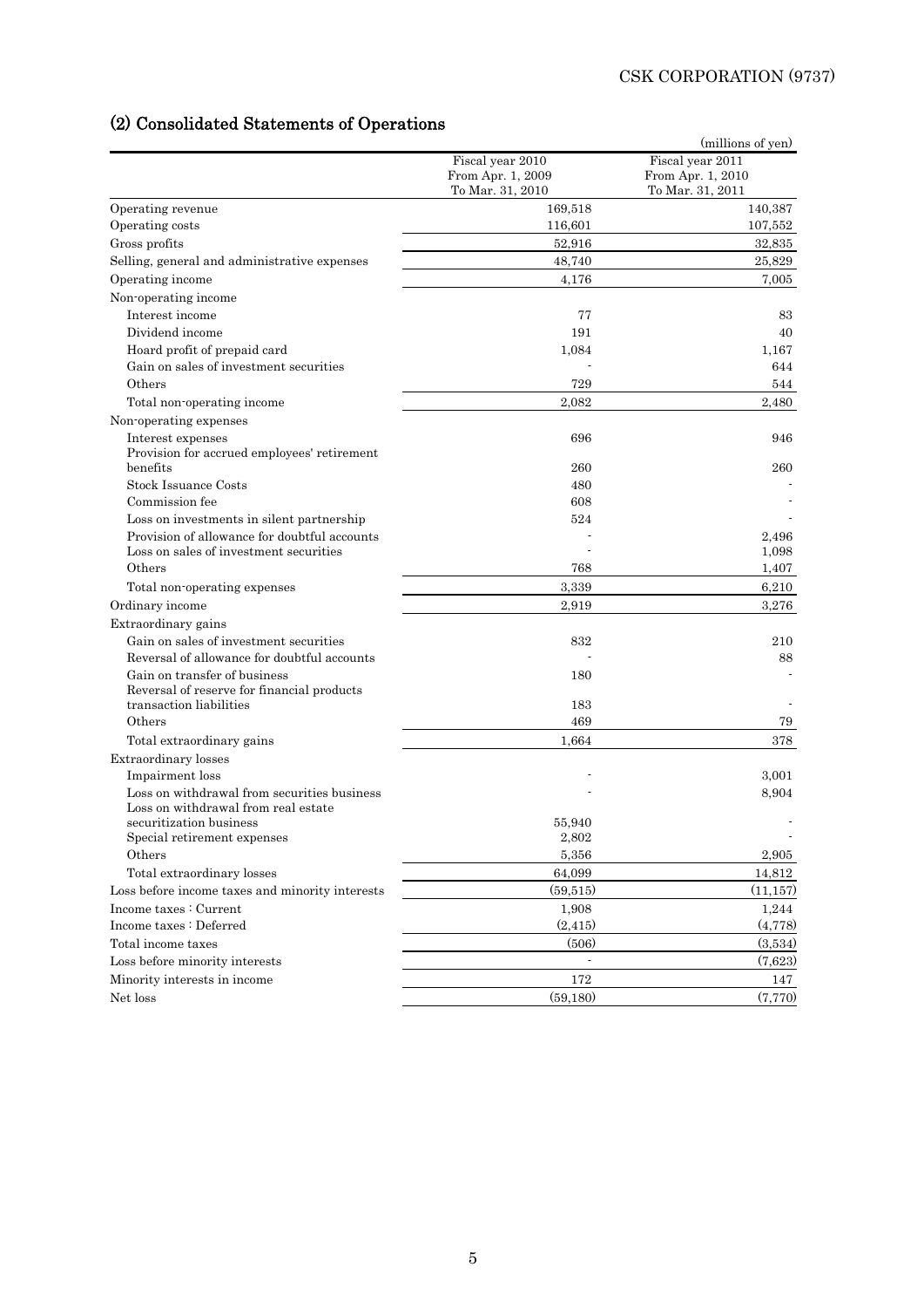## (2) Consolidated Statements of Operations

(millions of yen)

| | Fiscal year 2010 From Apr. 1, 2009 To Mar. 31, 2010 | Fiscal year 2011 From Apr. 1, 2010 To Mar. 31, 2011 |
|---|---|---|
| Operating revenue | 169,518 | 140,387 |
| Operating costs | 116,601 | 107,552 |
| Gross profits | 52,916 | 32,835 |
| Selling, general and administrative expenses | 48,740 | 25,829 |
| Operating income | 4,176 | 7,005 |
| Non-operating income | | |
| Interest income | 77 | 83 |
| Dividend income | 191 | 40 |
| Hoard profit of prepaid card | 1,084 | 1,167 |
| Gain on sales of investment securities | - | 644 |
| Others | 729 | 544 |
| Total non-operating income | 2,082 | 2,480 |
| Non-operating expenses | | |
| Interest expenses | 696 | 946 |
| Provision for accrued employees' retirement benefits | 260 | 260 |
| Stock Issuance Costs | 480 | - |
| Commission fee | 608 | - |
| Loss on investments in silent partnership | 524 | - |
| Provision of allowance for doubtful accounts | - | 2,496 |
| Loss on sales of investment securities | - | 1,098 |
| Others | 768 | 1,407 |
| Total non-operating expenses | 3,339 | 6,210 |
| Ordinary income | 2,919 | 3,276 |
| Extraordinary gains | | |
| Gain on sales of investment securities | 832 | 210 |
| Reversal of allowance for doubtful accounts | - | 88 |
| Gain on transfer of business | 180 | - |
| Reversal of reserve for financial products transaction liabilities | 183 | - |
| Others | 469 | 79 |
| Total extraordinary gains | 1,664 | 378 |
| Extraordinary losses | | |
| Impairment loss | - | 3,001 |
| Loss on withdrawal from securities business | - | 8,904 |
| Loss on withdrawal from real estate securitization business | 55,940 | - |
| Special retirement expenses | 2,802 | - |
| Others | 5,356 | 2,905 |
| Total extraordinary losses | 64,099 | 14,812 |
| Loss before income taxes and minority interests | (59,515) | (11,157) |
| Income taxes : Current | 1,908 | 1,244 |
| Income taxes : Deferred | (2,415) | (4,778) |
| Total income taxes | (506) | (3,534) |
| Loss before minority interests | - | (7,623) |
| Minority interests in income | 172 | 147 |
| Net loss | (59,180) | (7,770) |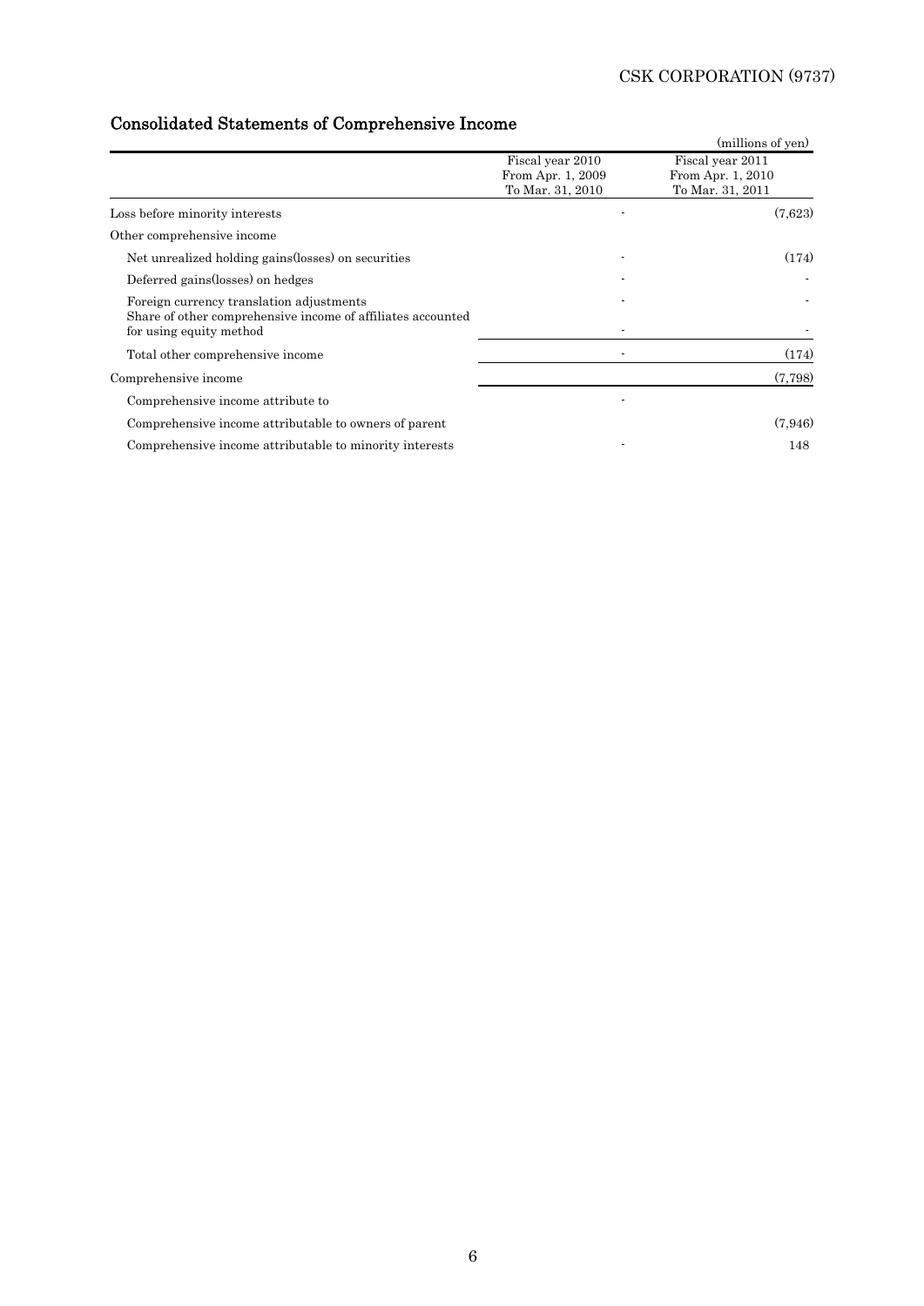## Consolidated Statements of Comprehensive Income

(millions of yen)

| | Fiscal year 2010 From Apr. 1, 2009 To Mar. 31, 2010 | Fiscal year 2011 From Apr. 1, 2010 To Mar. 31, 2011 |
|---|---|---|
| Loss before minority interests | - | (7,623) |
| Other comprehensive income | | |
| Net unrealized holding gains(losses) on securities | - | (174) |
| Deferred gains(losses) on hedges | - | - |
| Foreign currency translation adjustments | - | - |
| Share of other comprehensive income of affiliates accounted for using equity method | - | - |
| Total other comprehensive income | - | (174) |
| Comprehensive income | | (7,798) |
| Comprehensive income attribute to | - | |
| Comprehensive income attributable to owners of parent | | (7,946) |
| Comprehensive income attributable to minority interests | - | 148 |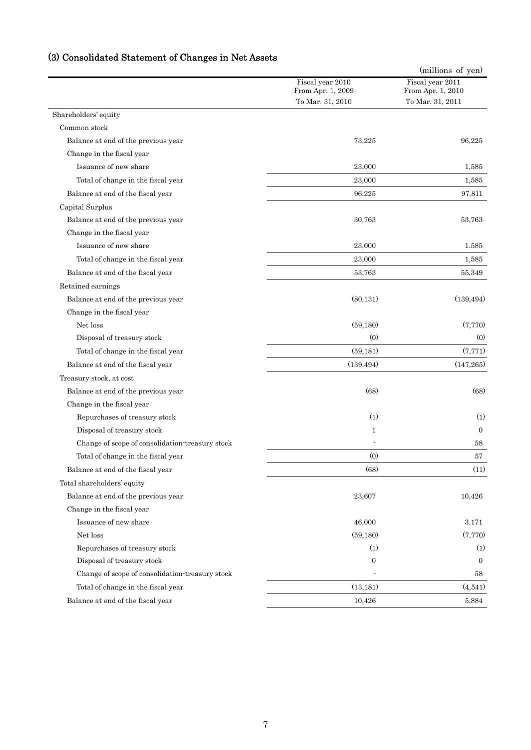## (3) Consolidated Statement of Changes in Net Assets

(millions of yen)

| | Fiscal year 2010 From Apr. 1, 2009 To Mar. 31, 2010 | Fiscal year 2011 From Apr. 1, 2010 To Mar. 31, 2011 |
|---|---|---|
| Shareholders' equity | | |
| Common stock | | |
| Balance at end of the previous year | 73,225 | 96,225 |
| Change in the fiscal year | | |
| Issuance of new share | 23,000 | 1,585 |
| Total of change in the fiscal year | 23,000 | 1,585 |
| Balance at end of the fiscal year | 96,225 | 97,811 |
| Capital Surplus | | |
| Balance at end of the previous year | 30,763 | 53,763 |
| Change in the fiscal year | | |
| Issuance of new share | 23,000 | 1.585 |
| Total of change in the fiscal year | 23,000 | 1,585 |
| Balance at end of the fiscal year | 53,763 | 55,349 |
| Retained earnings | | |
| Balance at end of the previous year | (80,131) | (139,494) |
| Change in the fiscal year | | |
| Net loss | (59,180) | (7,770) |
| Disposal of treasury stock | (0) | (0) |
| Total of change in the fiscal year | (59,181) | (7,771) |
| Balance at end of the fiscal year | (139,494) | (147,265) |
| Treasury stock, at cost | | |
| Balance at end of the previous year | (68) | (68) |
| Change in the fiscal year | | |
| Repurchases of treasury stock | (1) | (1) |
| Disposal of treasury stock | 1 | 0 |
| Change of scope of consolidation-treasury stock | - | 58 |
| Total of change in the fiscal year | (0) | 57 |
| Balance at end of the fiscal year | (68) | (11) |
| Total shareholders' equity | | |
| Balance at end of the previous year | 23,607 | 10,426 |
| Change in the fiscal year | | |
| Issuance of new share | 46,000 | 3.171 |
| Net loss | (59,180) | (7,770) |
| Repurchases of treasury stock | (1) | (1) |
| Disposal of treasury stock | 0 | 0 |
| Change of scope of consolidation-treasury stock | - | 58 |
| Total of change in the fiscal year | (13,181) | (4,541) |
| Balance at end of the fiscal year | 10,426 | 5,884 |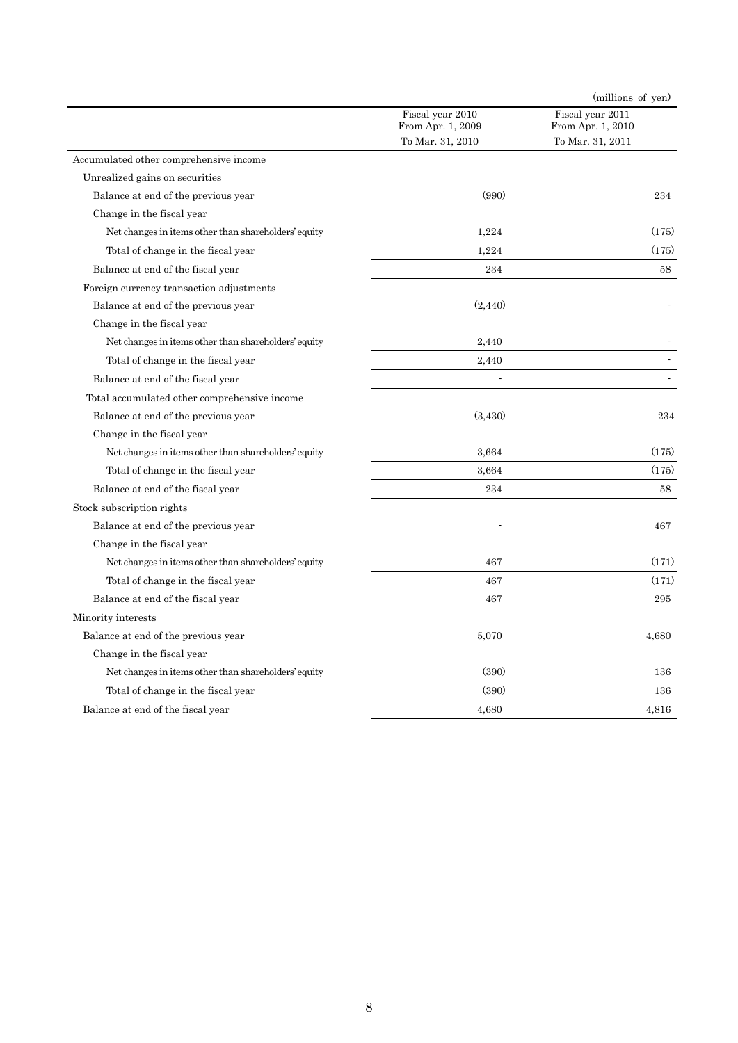(millions of yen)

| | Fiscal year 2010 From Apr. 1, 2009 To Mar. 31, 2010 | Fiscal year 2011 From Apr. 1, 2010 To Mar. 31, 2011 |
|---|---|---|
| Accumulated other comprehensive income | | |
| Unrealized gains on securities | | |
| Balance at end of the previous year | (990) | 234 |
| Change in the fiscal year | | |
| Net changes in items other than shareholders' equity | 1,224 | (175) |
| Total of change in the fiscal year | 1,224 | (175) |
| Balance at end of the fiscal year | 234 | 58 |
| Foreign currency transaction adjustments | | |
| Balance at end of the previous year | (2,440) | - |
| Change in the fiscal year | | |
| Net changes in items other than shareholders' equity | 2,440 | - |
| Total of change in the fiscal year | 2,440 | - |
| Balance at end of the fiscal year | - | - |
| Total accumulated other comprehensive income | | |
| Balance at end of the previous year | (3,430) | 234 |
| Change in the fiscal year | | |
| Net changes in items other than shareholders' equity | 3,664 | (175) |
| Total of change in the fiscal year | 3,664 | (175) |
| Balance at end of the fiscal year | 234 | 58 |
| Stock subscription rights | | |
| Balance at end of the previous year | - | 467 |
| Change in the fiscal year | | |
| Net changes in items other than shareholders' equity | 467 | (171) |
| Total of change in the fiscal year | 467 | (171) |
| Balance at end of the fiscal year | 467 | 295 |
| Minority interests | | |
| Balance at end of the previous year | 5,070 | 4,680 |
| Change in the fiscal year | | |
| Net changes in items other than shareholders' equity | (390) | 136 |
| Total of change in the fiscal year | (390) | 136 |
| Balance at end of the fiscal year | 4,680 | 4,816 |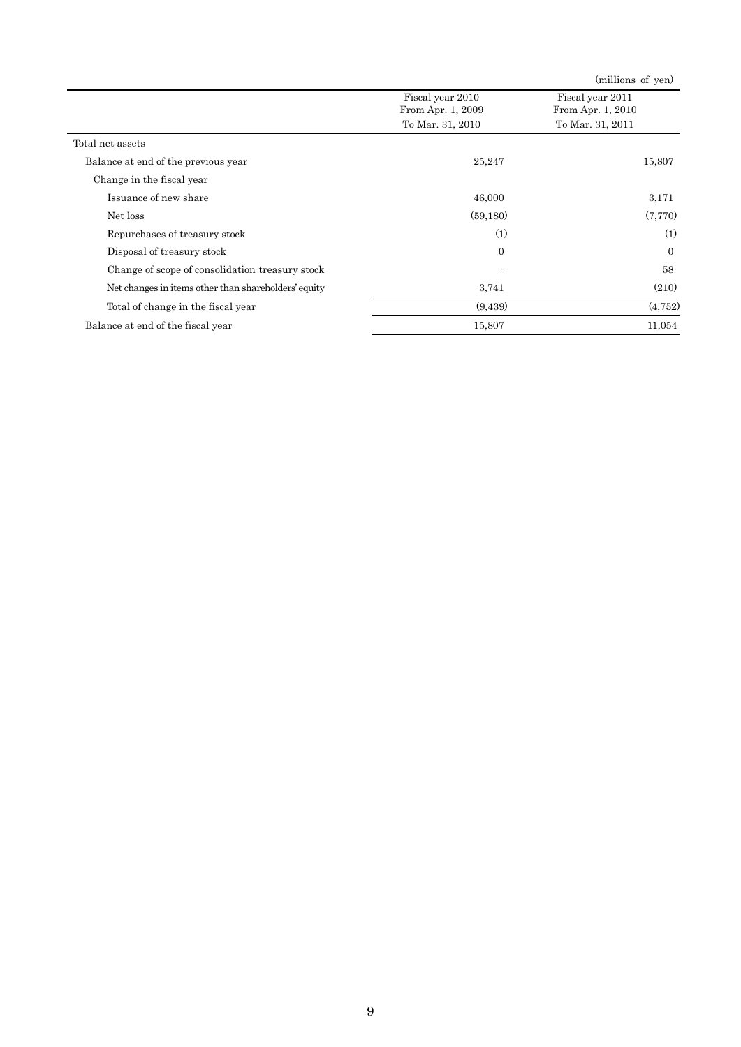(millions of yen)

| | Fiscal year 2010<br>From Apr. 1, 2009<br>To Mar. 31, 2010 | Fiscal year 2011<br>From Apr. 1, 2010<br>To Mar. 31, 2011 |
|---|---|---|
| Total net assets | | |
| Balance at end of the previous year | 25,247 | 15,807 |
| Change in the fiscal year | | |
| Issuance of new share | 46,000 | 3,171 |
| Net loss | (59,180) | (7,770) |
| Repurchases of treasury stock | (1) | (1) |
| Disposal of treasury stock | 0 | 0 |
| Change of scope of consolidation-treasury stock | - | 58 |
| Net changes in items other than shareholders' equity | 3,741 | (210) |
| Total of change in the fiscal year | (9,439) | (4,752) |
| Balance at end of the fiscal year | 15,807 | 11,054 |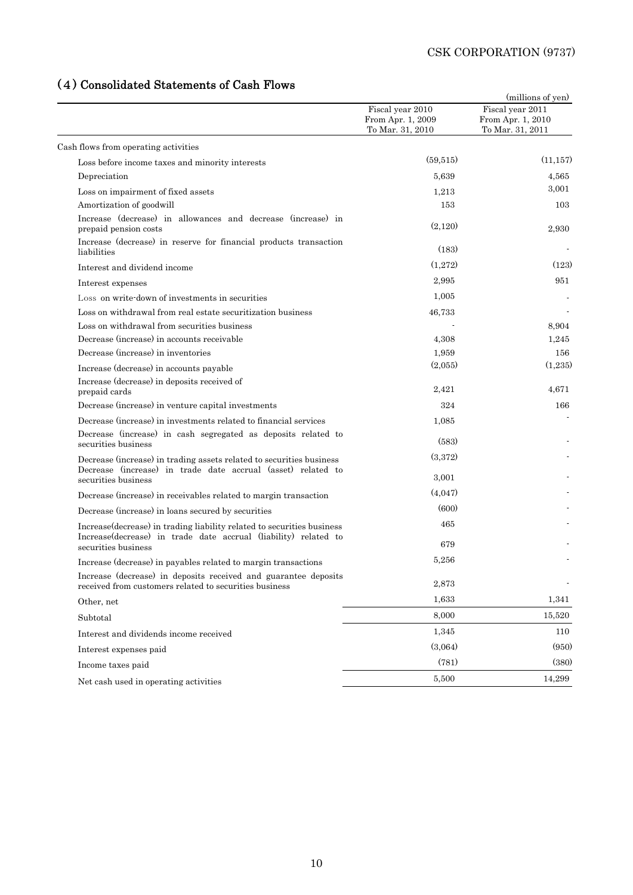## (4) Consolidated Statements of Cash Flows

(millions of yen)

| | Fiscal year 2010 From Apr. 1, 2009 To Mar. 31, 2010 | Fiscal year 2011 From Apr. 1, 2010 To Mar. 31, 2011 |
|---|---|---|
| Cash flows from operating activities | | |
| Loss before income taxes and minority interests | (59,515) | (11,157) |
| Depreciation | 5,639 | 4,565 |
| Loss on impairment of fixed assets | 1,213 | 3,001 |
| Amortization of goodwill | 153 | 103 |
| Increase (decrease) in allowances and decrease (increase) in prepaid pension costs | (2,120) | 2,930 |
| Increase (decrease) in reserve for financial products transaction liabilities | (183) | - |
| Interest and dividend income | (1,272) | (123) |
| Interest expenses | 2,995 | 951 |
| Loss on write-down of investments in securities | 1,005 | - |
| Loss on withdrawal from real estate securitization business | 46,733 | - |
| Loss on withdrawal from securities business | - | 8,904 |
| Decrease (increase) in accounts receivable | 4,308 | 1,245 |
| Decrease (increase) in inventories | 1,959 | 156 |
| Increase (decrease) in accounts payable | (2,055) | (1,235) |
| Increase (decrease) in deposits received of prepaid cards | 2,421 | 4,671 |
| Decrease (increase) in venture capital investments | 324 | 166 |
| Decrease (increase) in investments related to financial services | 1,085 | - |
| Decrease (increase) in cash segregated as deposits related to securities business | (583) | - |
| Decrease (increase) in trading assets related to securities business | (3,372) | - |
| Decrease (increase) in trade date accrual (asset) related to securities business | 3,001 | - |
| Decrease (increase) in receivables related to margin transaction | (4,047) | - |
| Decrease (increase) in loans secured by securities | (600) | - |
| Increase(decrease) in trading liability related to securities business | 465 | - |
| Increase(decrease) in trade date accrual (liability) related to securities business | 679 | - |
| Increase (decrease) in payables related to margin transactions | 5,256 | - |
| Increase (decrease) in deposits received and guarantee deposits received from customers related to securities business | 2,873 | - |
| Other, net | 1,633 | 1,341 |
| Subtotal | 8,000 | 15,520 |
| Interest and dividends income received | 1,345 | 110 |
| Interest expenses paid | (3,064) | (950) |
| Income taxes paid | (781) | (380) |
| Net cash used in operating activities | 5,500 | 14,299 |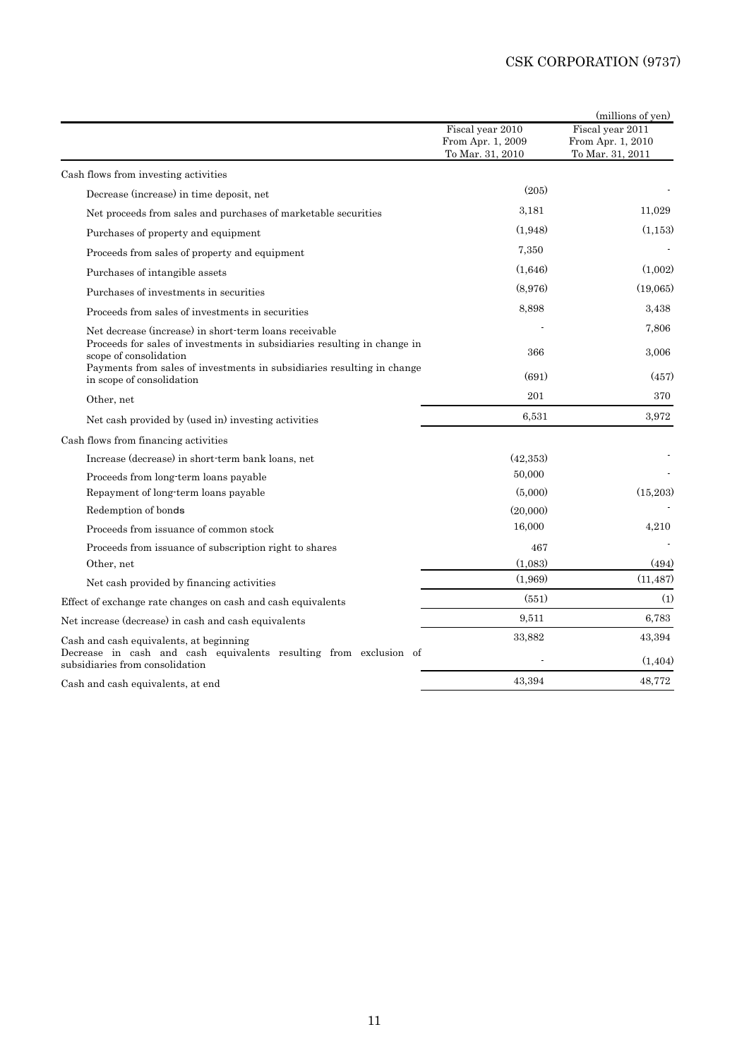(millions of yen)

| | Fiscal year 2010 From Apr. 1, 2009 To Mar. 31, 2010 | Fiscal year 2011 From Apr. 1, 2010 To Mar. 31, 2011 |
|---|---|---|
| Cash flows from investing activities | | |
| Decrease (increase) in time deposit, net | (205) | - |
| Net proceeds from sales and purchases of marketable securities | 3,181 | 11,029 |
| Purchases of property and equipment | (1,948) | (1,153) |
| Proceeds from sales of property and equipment | 7,350 | - |
| Purchases of intangible assets | (1,646) | (1,002) |
| Purchases of investments in securities | (8,976) | (19,065) |
| Proceeds from sales of investments in securities | 8,898 | 3,438 |
| Net decrease (increase) in short-term loans receivable | - | 7,806 |
| Proceeds for sales of investments in subsidiaries resulting in change in scope of consolidation | 366 | 3,006 |
| Payments from sales of investments in subsidiaries resulting in change in scope of consolidation | (691) | (457) |
| Other, net | 201 | 370 |
| Net cash provided by (used in) investing activities | 6,531 | 3,972 |
| Cash flows from financing activities | | |
| Increase (decrease) in short-term bank loans, net | (42,353) | - |
| Proceeds from long-term loans payable | 50,000 | - |
| Repayment of long-term loans payable | (5,000) | (15,203) |
| Redemption of bonds | (20,000) | - |
| Proceeds from issuance of common stock | 16,000 | 4,210 |
| Proceeds from issuance of subscription right to shares | 467 | - |
| Other, net | (1,083) | (494) |
| Net cash provided by financing activities | (1,969) | (11,487) |
| Effect of exchange rate changes on cash and cash equivalents | (551) | (1) |
| Net increase (decrease) in cash and cash equivalents | 9,511 | 6,783 |
| Cash and cash equivalents, at beginning | 33,882 | 43,394 |
| Decrease in cash and cash equivalents resulting from exclusion of subsidiaries from consolidation | - | (1,404) |
| Cash and cash equivalents, at end | 43,394 | 48,772 |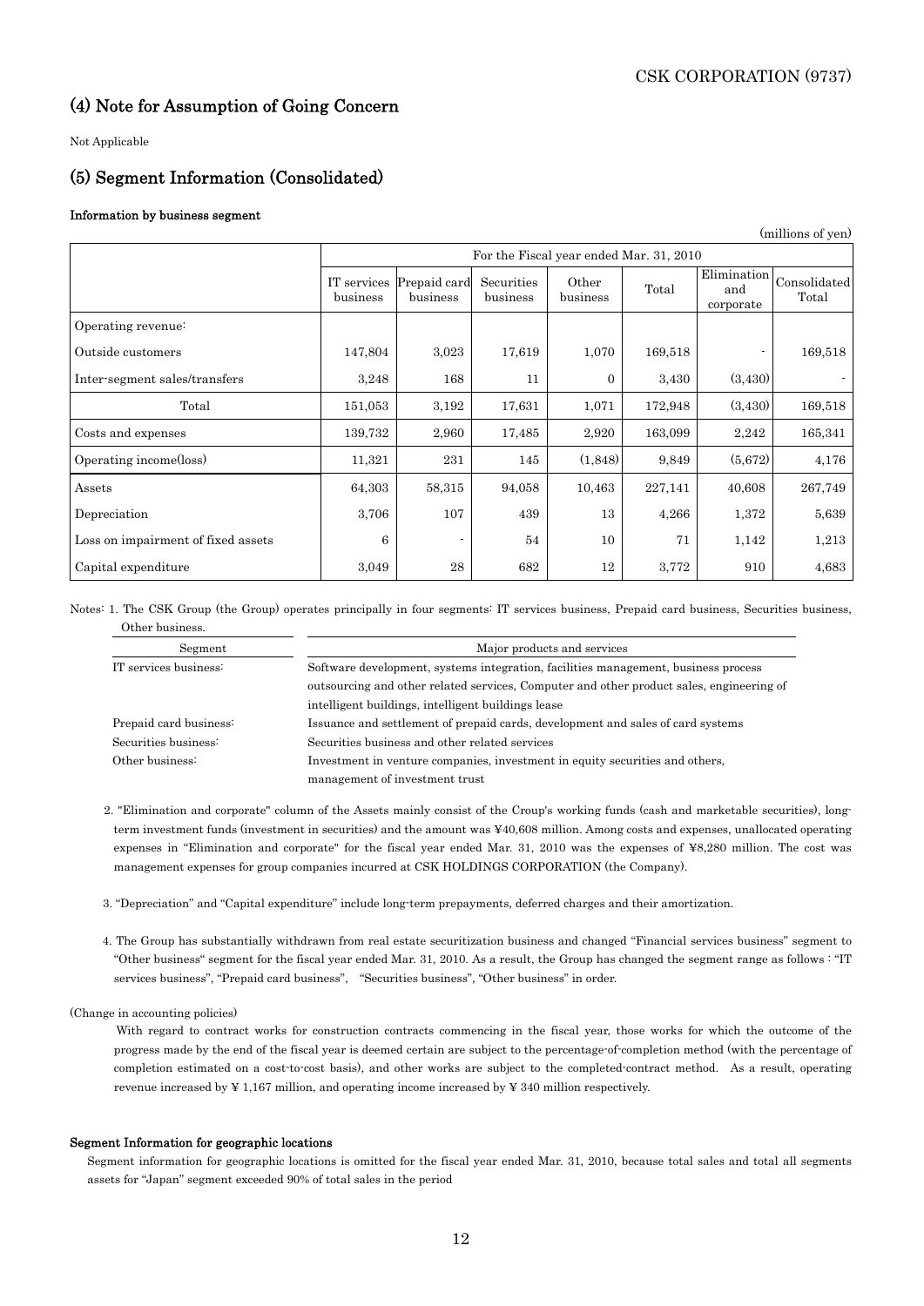## (4) Note for Assumption of Going Concern

Not Applicable

## (5) Segment Information (Consolidated)

### Information by business segment

(millions of yen)

| | For the Fiscal year ended Mar. 31, 2010 | | | | | | |
|---|---|---|---|---|---|---|---|
| | IT services business | Prepaid card business | Securities business | Other business | Total | Elimination and corporate | Consolidated Total |
| Operating revenue: | | | | | | | |
| Outside customers | 147,804 | 3,023 | 17,619 | 1,070 | 169,518 | - | 169,518 |
| Inter-segment sales/transfers | 3,248 | 168 | 11 | 0 | 3,430 | (3,430) | - |
| Total | 151,053 | 3,192 | 17,631 | 1,071 | 172,948 | (3,430) | 169,518 |
| Costs and expenses | 139,732 | 2,960 | 17,485 | 2,920 | 163,099 | 2,242 | 165,341 |
| Operating income(loss) | 11,321 | 231 | 145 | (1,848) | 9,849 | (5,672) | 4,176 |
| Assets | 64,303 | 58,315 | 94,058 | 10,463 | 227,141 | 40,608 | 267,749 |
| Depreciation | 3,706 | 107 | 439 | 13 | 4,266 | 1,372 | 5,639 |
| Loss on impairment of fixed assets | 6 | - | 54 | 10 | 71 | 1,142 | 1,213 |
| Capital expenditure | 3,049 | 28 | 682 | 12 | 3,772 | 910 | 4,683 |

Notes: 1. The CSK Group (the Group) operates principally in four segments: IT services business, Prepaid card business, Securities business, Other business.

| Segment | Major products and services |
|---|---|
| IT services business: | Software development, systems integration, facilities management, business process outsourcing and other related services, Computer and other product sales, engineering of intelligent buildings, intelligent buildings lease |
| Prepaid card business: | Issuance and settlement of prepaid cards, development and sales of card systems |
| Securities business: | Securities business and other related services |
| Other business: | Investment in venture companies, investment in equity securities and others, management of investment trust |

2. "Elimination and corporate" column of the Assets mainly consist of the Croup's working funds (cash and marketable securities), long-term investment funds (investment in securities) and the amount was ¥40,608 million. Among costs and expenses, unallocated operating expenses in "Elimination and corporate" for the fiscal year ended Mar. 31, 2010 was the expenses of ¥8,280 million. The cost was management expenses for group companies incurred at CSK HOLDINGS CORPORATION (the Company).

3. "Depreciation" and "Capital expenditure" include long-term prepayments, deferred charges and their amortization.

4. The Group has substantially withdrawn from real estate securitization business and changed "Financial services business" segment to "Other business" segment for the fiscal year ended Mar. 31, 2010. As a result, the Group has changed the segment range as follows : "IT services business", "Prepaid card business", "Securities business", "Other business" in order.

(Change in accounting policies)

With regard to contract works for construction contracts commencing in the fiscal year, those works for which the outcome of the progress made by the end of the fiscal year is deemed certain are subject to the percentage-of-completion method (with the percentage of completion estimated on a cost-to-cost basis), and other works are subject to the completed-contract method. As a result, operating revenue increased by ¥ 1,167 million, and operating income increased by ¥ 340 million respectively.

### Segment Information for geographic locations

Segment information for geographic locations is omitted for the fiscal year ended Mar. 31, 2010, because total sales and total all segments assets for "Japan" segment exceeded 90% of total sales in the period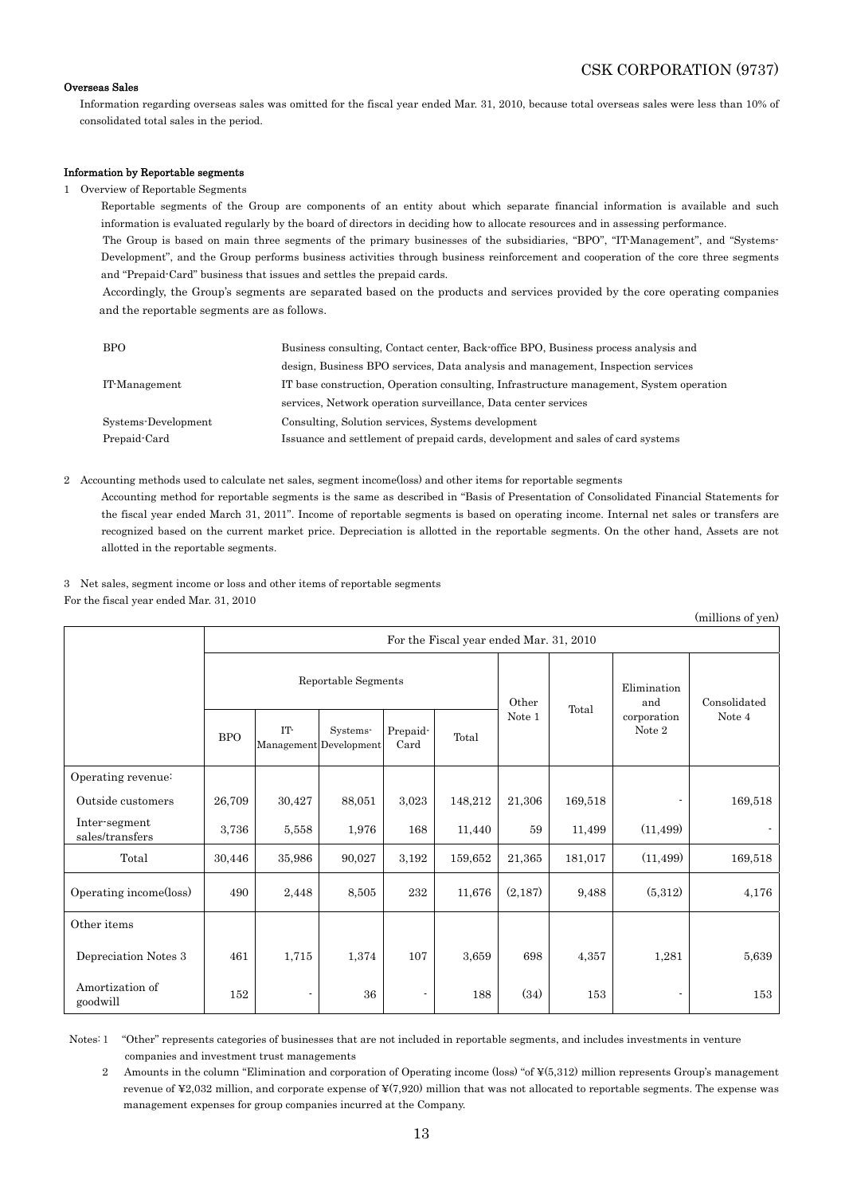**Overseas Sales**

Information regarding overseas sales was omitted for the fiscal year ended Mar. 31, 2010, because total overseas sales were less than 10% of consolidated total sales in the period.

**Information by Reportable segments**

1 Overview of Reportable Segments

Reportable segments of the Group are components of an entity about which separate financial information is available and such information is evaluated regularly by the board of directors in deciding how to allocate resources and in assessing performance.

The Group is based on main three segments of the primary businesses of the subsidiaries, "BPO", "IT-Management", and "Systems-Development", and the Group performs business activities through business reinforcement and cooperation of the core three segments and "Prepaid-Card" business that issues and settles the prepaid cards.

Accordingly, the Group's segments are separated based on the products and services provided by the core operating companies and the reportable segments are as follows.

| | |
|---|---|
| BPO | Business consulting, Contact center, Back-office BPO, Business process analysis and design, Business BPO services, Data analysis and management, Inspection services |
| IT-Management | IT base construction, Operation consulting, Infrastructure management, System operation services, Network operation surveillance, Data center services |
| Systems-Development | Consulting, Solution services, Systems development |
| Prepaid-Card | Issuance and settlement of prepaid cards, development and sales of card systems |

2 Accounting methods used to calculate net sales, segment income(loss) and other items for reportable segments

Accounting method for reportable segments is the same as described in "Basis of Presentation of Consolidated Financial Statements for the fiscal year ended March 31, 2011". Income of reportable segments is based on operating income. Internal net sales or transfers are recognized based on the current market price. Depreciation is allotted in the reportable segments. On the other hand, Assets are not allotted in the reportable segments.

3 Net sales, segment income or loss and other items of reportable segments

For the fiscal year ended Mar. 31, 2010

(millions of yen)

| | For the Fiscal year ended Mar. 31, 2010 | | | | | | | | |
|---|---|---|---|---|---|---|---|---|---|
| | Reportable Segments | | | | | Other Note 1 | Total | Elimination and corporation Note 2 | Consolidated Note 4 |
| | BPO | IT-Management | Systems-Development | Prepaid-Card | Total | | | | |
| Operating revenue: | | | | | | | | | |
| Outside customers | 26,709 | 30,427 | 88,051 | 3,023 | 148,212 | 21,306 | 169,518 | - | 169,518 |
| Inter-segment sales/transfers | 3,736 | 5,558 | 1,976 | 168 | 11,440 | 59 | 11,499 | (11,499) | - |
| Total | 30,446 | 35,986 | 90,027 | 3,192 | 159,652 | 21,365 | 181,017 | (11,499) | 169,518 |
| Operating income(loss) | 490 | 2,448 | 8,505 | 232 | 11,676 | (2,187) | 9,488 | (5,312) | 4,176 |
| Other items | | | | | | | | | |
| Depreciation Notes 3 | 461 | 1,715 | 1,374 | 107 | 3,659 | 698 | 4,357 | 1,281 | 5,639 |
| Amortization of goodwill | 152 | - | 36 | - | 188 | (34) | 153 | - | 153 |

Notes: 1 "Other" represents categories of businesses that are not included in reportable segments, and includes investments in venture companies and investment trust managements

2 Amounts in the column "Elimination and corporation of Operating income (loss) "of ¥(5,312) million represents Group's management revenue of ¥2,032 million, and corporate expense of ¥(7,920) million that was not allocated to reportable segments. The expense was management expenses for group companies incurred at the Company.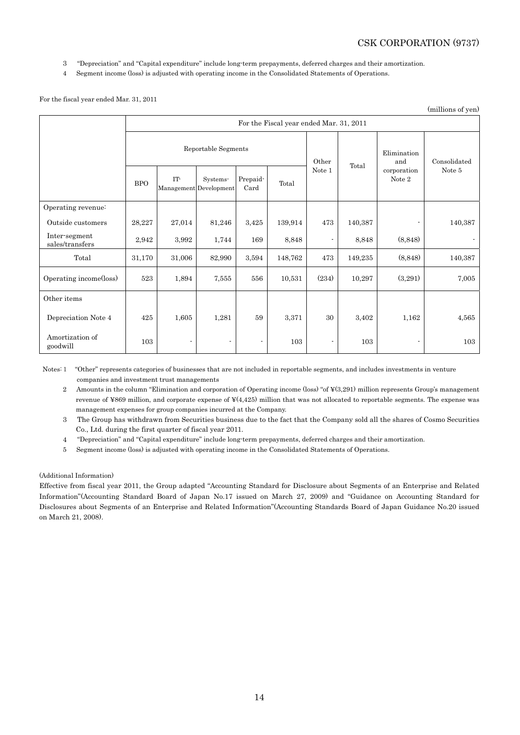3 "Depreciation" and "Capital expenditure" include long-term prepayments, deferred charges and their amortization.

4 Segment income (loss) is adjusted with operating income in the Consolidated Statements of Operations.

For the fiscal year ended Mar. 31, 2011

(millions of yen)

| | For the Fiscal year ended Mar. 31, 2011 | | | | | | | | |
|---|---|---|---|---|---|---|---|---|---|
| | Reportable Segments | | | | | Other Note 1 | Total | Elimination and corporation Note 2 | Consolidated Note 5 |
| | BPO | IT-Management | Systems-Development | Prepaid-Card | Total | | | | |
| Operating revenue: | | | | | | | | | |
| Outside customers | 28,227 | 27,014 | 81,246 | 3,425 | 139,914 | 473 | 140,387 | - | 140,387 |
| Inter-segment sales/transfers | 2,942 | 3,992 | 1,744 | 169 | 8,848 | - | 8,848 | (8,848) | - |
| Total | 31,170 | 31,006 | 82,990 | 3,594 | 148,762 | 473 | 149,235 | (8,848) | 140,387 |
| Operating income(loss) | 523 | 1,894 | 7,555 | 556 | 10,531 | (234) | 10,297 | (3,291) | 7,005 |
| Other items | | | | | | | | | |
| Depreciation Note 4 | 425 | 1,605 | 1,281 | 59 | 3,371 | 30 | 3,402 | 1,162 | 4,565 |
| Amortization of goodwill | 103 | - | - | - | 103 | - | 103 | - | 103 |

Notes: 1 "Other" represents categories of businesses that are not included in reportable segments, and includes investments in venture companies and investment trust managements

2 Amounts in the column "Elimination and corporation of Operating income (loss) "of ¥(3,291) million represents Group's management revenue of ¥869 million, and corporate expense of ¥(4,425) million that was not allocated to reportable segments. The expense was management expenses for group companies incurred at the Company.

3 The Group has withdrawn from Securities business due to the fact that the Company sold all the shares of Cosmo Securities Co., Ltd. during the first quarter of fiscal year 2011.

4 "Depreciation" and "Capital expenditure" include long-term prepayments, deferred charges and their amortization.

5 Segment income (loss) is adjusted with operating income in the Consolidated Statements of Operations.

(Additional Information)

Effective from fiscal year 2011, the Group adapted "Accounting Standard for Disclosure about Segments of an Enterprise and Related Information"(Accounting Standard Board of Japan No.17 issued on March 27, 2009) and "Guidance on Accounting Standard for Disclosures about Segments of an Enterprise and Related Information"(Accounting Standards Board of Japan Guidance No.20 issued on March 21, 2008).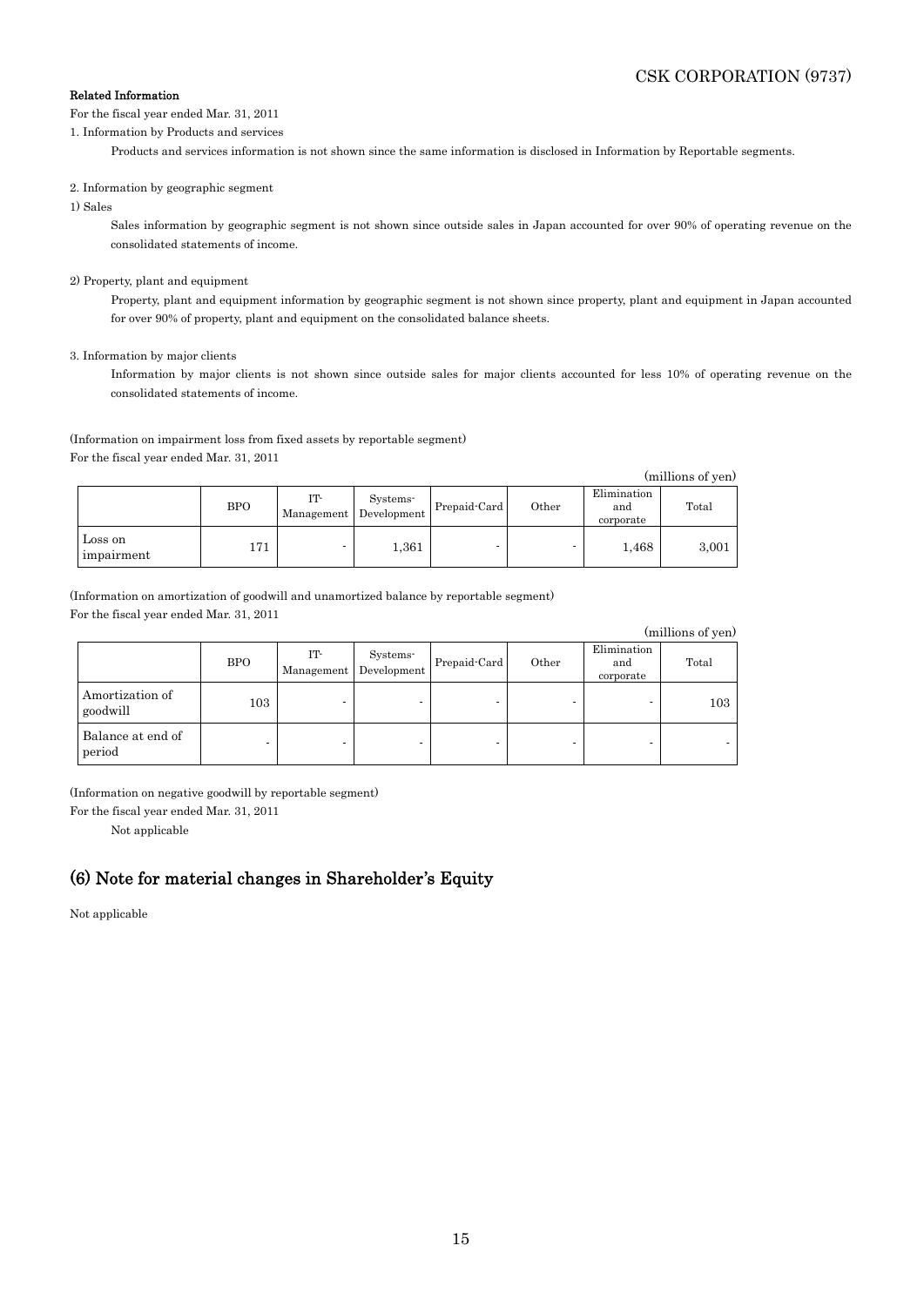**Related Information**

For the fiscal year ended Mar. 31, 2011

1. Information by Products and services

Products and services information is not shown since the same information is disclosed in Information by Reportable segments.

2. Information by geographic segment

1) Sales

Sales information by geographic segment is not shown since outside sales in Japan accounted for over 90% of operating revenue on the consolidated statements of income.

2) Property, plant and equipment

Property, plant and equipment information by geographic segment is not shown since property, plant and equipment in Japan accounted for over 90% of property, plant and equipment on the consolidated balance sheets.

3. Information by major clients

Information by major clients is not shown since outside sales for major clients accounted for less 10% of operating revenue on the consolidated statements of income.

(Information on impairment loss from fixed assets by reportable segment)

For the fiscal year ended Mar. 31, 2011

(millions of yen)

| | BPO | IT-Management | Systems-Development | Prepaid-Card | Other | Elimination and corporate | Total |
|---|---|---|---|---|---|---|---|
| Loss on impairment | 171 | - | 1,361 | - | - | 1,468 | 3,001 |

(Information on amortization of goodwill and unamortized balance by reportable segment)

For the fiscal year ended Mar. 31, 2011

(millions of yen)

| | BPO | IT-Management | Systems-Development | Prepaid-Card | Other | Elimination and corporate | Total |
|---|---|---|---|---|---|---|---|
| Amortization of goodwill | 103 | - | - | - | - | - | 103 |
| Balance at end of period | - | - | - | - | - | - | - |

(Information on negative goodwill by reportable segment)

For the fiscal year ended Mar. 31, 2011

Not applicable

## (6) Note for material changes in Shareholder's Equity

Not applicable